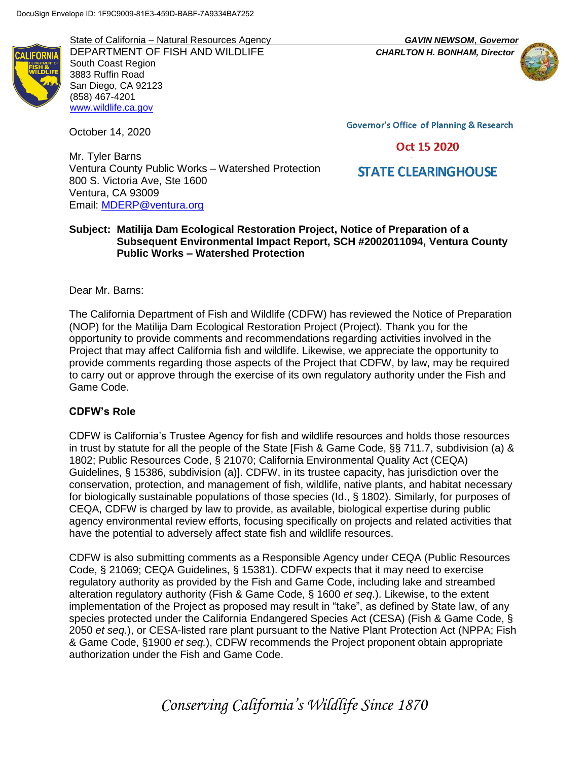DocuSign Envelope ID: 1F9C9009-81E3-459D-BABF-7A9334BA7252

State of California – Natural Resources Agency
DEPARTMENT OF FISH AND WILDLIFE
South Coast Region
3883 Ruffin Road
San Diego, CA 92123
(858) 467-4201
www.wildlife.ca.gov

***GAVIN NEWSOM*, Governor**
***CHARLTON H. BONHAM*, Director**

Governor's Office of Planning & Research

Oct 15 2020

STATE CLEARINGHOUSE

October 14, 2020

Mr. Tyler Barns
Ventura County Public Works – Watershed Protection
800 S. Victoria Ave, Ste 1600
Ventura, CA 93009
Email: MDERP@ventura.org

**Subject: Matilija Dam Ecological Restoration Project, Notice of Preparation of a Subsequent Environmental Impact Report, SCH #2002011094, Ventura County Public Works – Watershed Protection**

Dear Mr. Barns:

The California Department of Fish and Wildlife (CDFW) has reviewed the Notice of Preparation (NOP) for the Matilija Dam Ecological Restoration Project (Project). Thank you for the opportunity to provide comments and recommendations regarding activities involved in the Project that may affect California fish and wildlife. Likewise, we appreciate the opportunity to provide comments regarding those aspects of the Project that CDFW, by law, may be required to carry out or approve through the exercise of its own regulatory authority under the Fish and Game Code.

## CDFW's Role

CDFW is California's Trustee Agency for fish and wildlife resources and holds those resources in trust by statute for all the people of the State [Fish & Game Code, §§ 711.7, subdivision (a) & 1802; Public Resources Code, § 21070; California Environmental Quality Act (CEQA) Guidelines, § 15386, subdivision (a)]. CDFW, in its trustee capacity, has jurisdiction over the conservation, protection, and management of fish, wildlife, native plants, and habitat necessary for biologically sustainable populations of those species (Id., § 1802). Similarly, for purposes of CEQA, CDFW is charged by law to provide, as available, biological expertise during public agency environmental review efforts, focusing specifically on projects and related activities that have the potential to adversely affect state fish and wildlife resources.

CDFW is also submitting comments as a Responsible Agency under CEQA (Public Resources Code, § 21069; CEQA Guidelines, § 15381). CDFW expects that it may need to exercise regulatory authority as provided by the Fish and Game Code, including lake and streambed alteration regulatory authority (Fish & Game Code, § 1600 *et seq*.). Likewise, to the extent implementation of the Project as proposed may result in "take", as defined by State law, of any species protected under the California Endangered Species Act (CESA) (Fish & Game Code, § 2050 *et seq.*), or CESA-listed rare plant pursuant to the Native Plant Protection Act (NPPA; Fish & Game Code, §1900 *et seq.*), CDFW recommends the Project proponent obtain appropriate authorization under the Fish and Game Code.

*Conserving California's Wildlife Since 1870*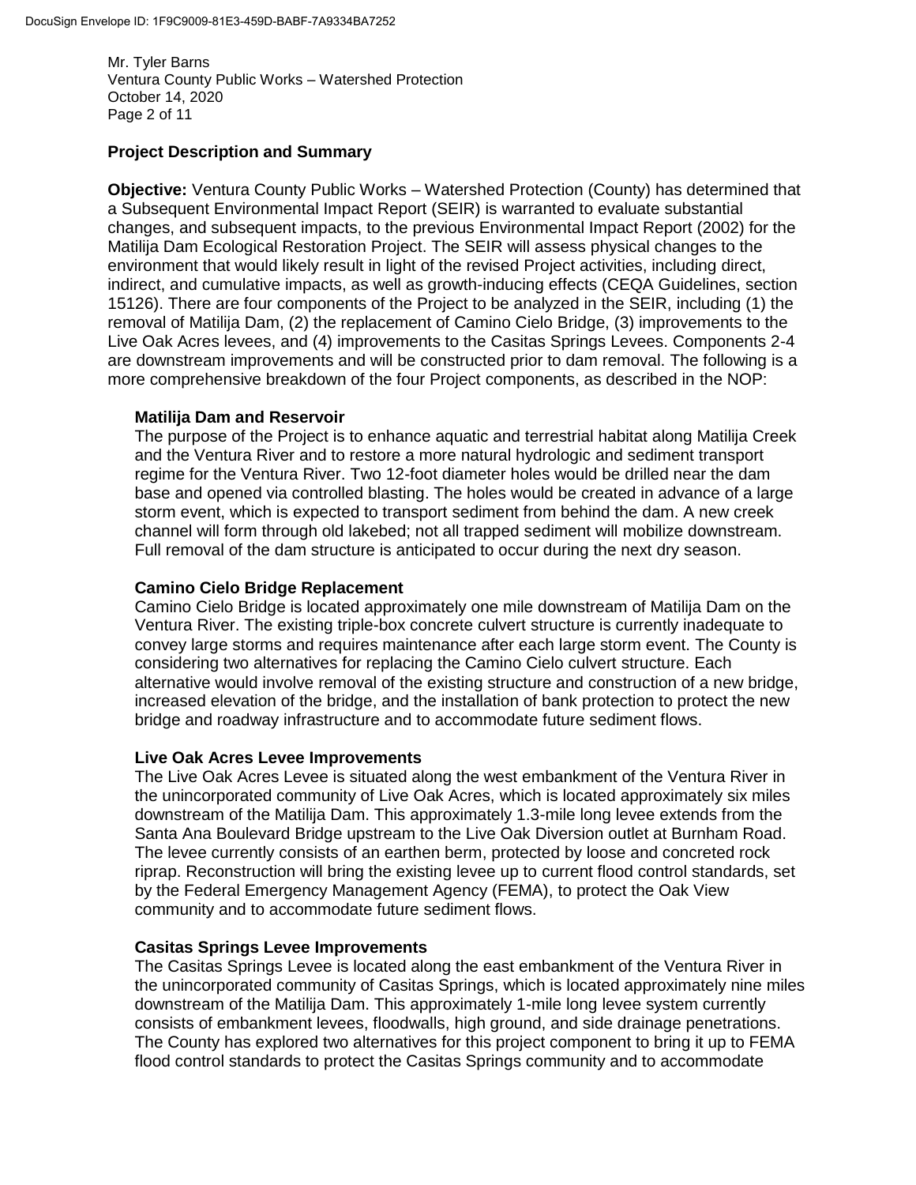## Project Description and Summary

**Objective:** Ventura County Public Works – Watershed Protection (County) has determined that a Subsequent Environmental Impact Report (SEIR) is warranted to evaluate substantial changes, and subsequent impacts, to the previous Environmental Impact Report (2002) for the Matilija Dam Ecological Restoration Project. The SEIR will assess physical changes to the environment that would likely result in light of the revised Project activities, including direct, indirect, and cumulative impacts, as well as growth-inducing effects (CEQA Guidelines, section 15126). There are four components of the Project to be analyzed in the SEIR, including (1) the removal of Matilija Dam, (2) the replacement of Camino Cielo Bridge, (3) improvements to the Live Oak Acres levees, and (4) improvements to the Casitas Springs Levees. Components 2-4 are downstream improvements and will be constructed prior to dam removal. The following is a more comprehensive breakdown of the four Project components, as described in the NOP:

### Matilija Dam and Reservoir

The purpose of the Project is to enhance aquatic and terrestrial habitat along Matilija Creek and the Ventura River and to restore a more natural hydrologic and sediment transport regime for the Ventura River. Two 12-foot diameter holes would be drilled near the dam base and opened via controlled blasting. The holes would be created in advance of a large storm event, which is expected to transport sediment from behind the dam. A new creek channel will form through old lakebed; not all trapped sediment will mobilize downstream. Full removal of the dam structure is anticipated to occur during the next dry season.

### Camino Cielo Bridge Replacement

Camino Cielo Bridge is located approximately one mile downstream of Matilija Dam on the Ventura River. The existing triple-box concrete culvert structure is currently inadequate to convey large storms and requires maintenance after each large storm event. The County is considering two alternatives for replacing the Camino Cielo culvert structure. Each alternative would involve removal of the existing structure and construction of a new bridge, increased elevation of the bridge, and the installation of bank protection to protect the new bridge and roadway infrastructure and to accommodate future sediment flows.

### Live Oak Acres Levee Improvements

The Live Oak Acres Levee is situated along the west embankment of the Ventura River in the unincorporated community of Live Oak Acres, which is located approximately six miles downstream of the Matilija Dam. This approximately 1.3-mile long levee extends from the Santa Ana Boulevard Bridge upstream to the Live Oak Diversion outlet at Burnham Road. The levee currently consists of an earthen berm, protected by loose and concreted rock riprap. Reconstruction will bring the existing levee up to current flood control standards, set by the Federal Emergency Management Agency (FEMA), to protect the Oak View community and to accommodate future sediment flows.

### Casitas Springs Levee Improvements

The Casitas Springs Levee is located along the east embankment of the Ventura River in the unincorporated community of Casitas Springs, which is located approximately nine miles downstream of the Matilija Dam. This approximately 1-mile long levee system currently consists of embankment levees, floodwalls, high ground, and side drainage penetrations. The County has explored two alternatives for this project component to bring it up to FEMA flood control standards to protect the Casitas Springs community and to accommodate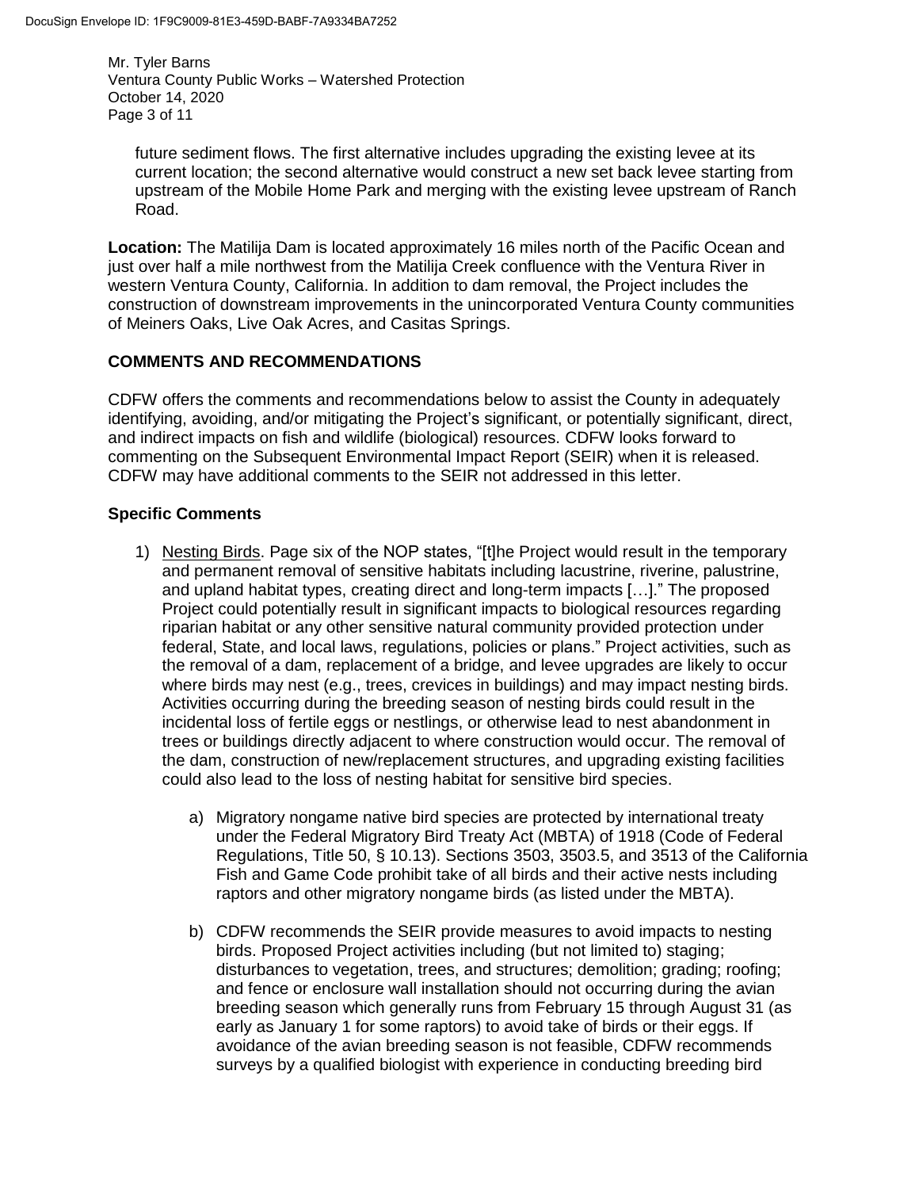future sediment flows. The first alternative includes upgrading the existing levee at its current location; the second alternative would construct a new set back levee starting from upstream of the Mobile Home Park and merging with the existing levee upstream of Ranch Road.

**Location:** The Matilija Dam is located approximately 16 miles north of the Pacific Ocean and just over half a mile northwest from the Matilija Creek confluence with the Ventura River in western Ventura County, California. In addition to dam removal, the Project includes the construction of downstream improvements in the unincorporated Ventura County communities of Meiners Oaks, Live Oak Acres, and Casitas Springs.

## COMMENTS AND RECOMMENDATIONS

CDFW offers the comments and recommendations below to assist the County in adequately identifying, avoiding, and/or mitigating the Project's significant, or potentially significant, direct, and indirect impacts on fish and wildlife (biological) resources. CDFW looks forward to commenting on the Subsequent Environmental Impact Report (SEIR) when it is released. CDFW may have additional comments to the SEIR not addressed in this letter.

### Specific Comments

1) Nesting Birds. Page six of the NOP states, "[t]he Project would result in the temporary and permanent removal of sensitive habitats including lacustrine, riverine, palustrine, and upland habitat types, creating direct and long-term impacts […]." The proposed Project could potentially result in significant impacts to biological resources regarding riparian habitat or any other sensitive natural community provided protection under federal, State, and local laws, regulations, policies or plans." Project activities, such as the removal of a dam, replacement of a bridge, and levee upgrades are likely to occur where birds may nest (e.g., trees, crevices in buildings) and may impact nesting birds. Activities occurring during the breeding season of nesting birds could result in the incidental loss of fertile eggs or nestlings, or otherwise lead to nest abandonment in trees or buildings directly adjacent to where construction would occur. The removal of the dam, construction of new/replacement structures, and upgrading existing facilities could also lead to the loss of nesting habitat for sensitive bird species.

    a) Migratory nongame native bird species are protected by international treaty under the Federal Migratory Bird Treaty Act (MBTA) of 1918 (Code of Federal Regulations, Title 50, § 10.13). Sections 3503, 3503.5, and 3513 of the California Fish and Game Code prohibit take of all birds and their active nests including raptors and other migratory nongame birds (as listed under the MBTA).

    b) CDFW recommends the SEIR provide measures to avoid impacts to nesting birds. Proposed Project activities including (but not limited to) staging; disturbances to vegetation, trees, and structures; demolition; grading; roofing; and fence or enclosure wall installation should not occurring during the avian breeding season which generally runs from February 15 through August 31 (as early as January 1 for some raptors) to avoid take of birds or their eggs. If avoidance of the avian breeding season is not feasible, CDFW recommends surveys by a qualified biologist with experience in conducting breeding bird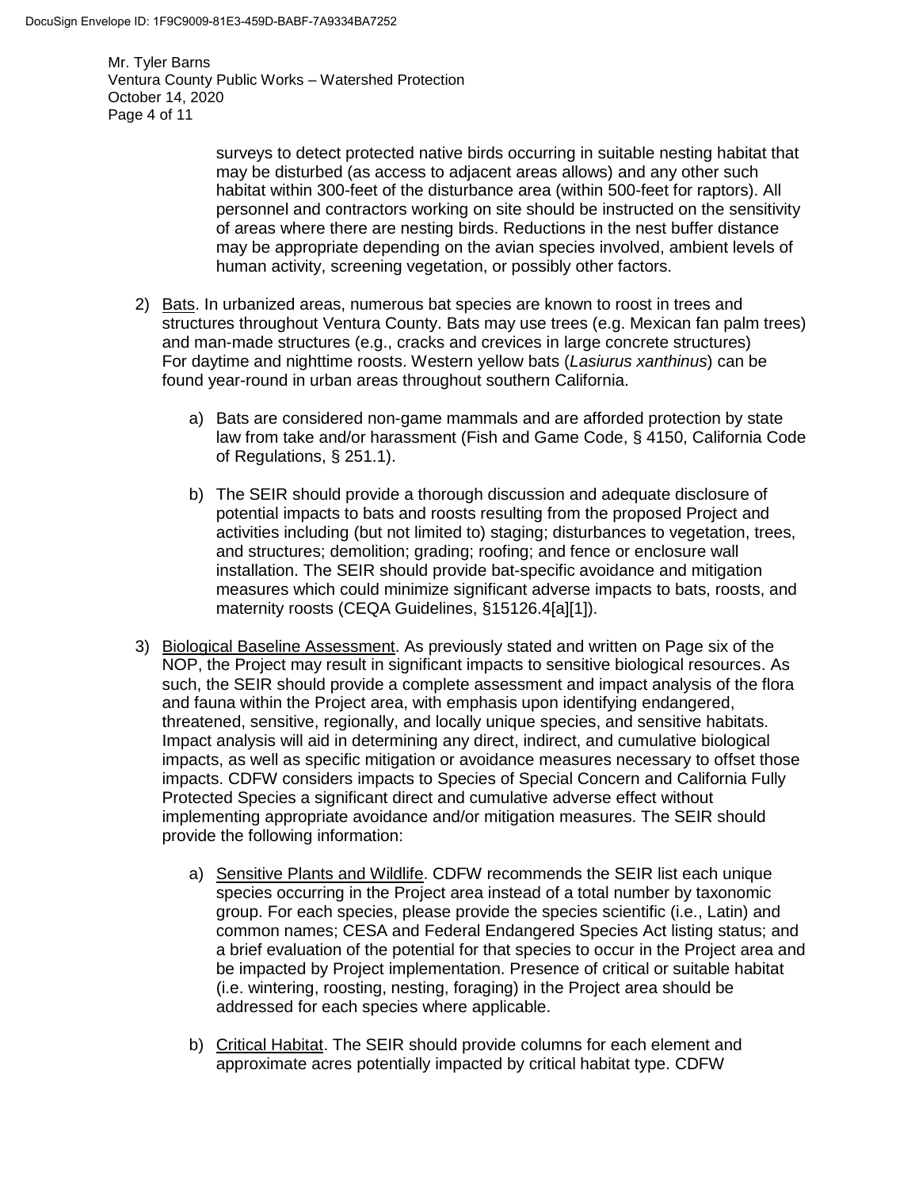surveys to detect protected native birds occurring in suitable nesting habitat that may be disturbed (as access to adjacent areas allows) and any other such habitat within 300-feet of the disturbance area (within 500-feet for raptors). All personnel and contractors working on site should be instructed on the sensitivity of areas where there are nesting birds. Reductions in the nest buffer distance may be appropriate depending on the avian species involved, ambient levels of human activity, screening vegetation, or possibly other factors.

2) Bats. In urbanized areas, numerous bat species are known to roost in trees and structures throughout Ventura County. Bats may use trees (e.g. Mexican fan palm trees) and man-made structures (e.g., cracks and crevices in large concrete structures) For daytime and nighttime roosts. Western yellow bats (*Lasiurus xanthinus*) can be found year-round in urban areas throughout southern California.

   a) Bats are considered non-game mammals and are afforded protection by state law from take and/or harassment (Fish and Game Code, § 4150, California Code of Regulations, § 251.1).

   b) The SEIR should provide a thorough discussion and adequate disclosure of potential impacts to bats and roosts resulting from the proposed Project and activities including (but not limited to) staging; disturbances to vegetation, trees, and structures; demolition; grading; roofing; and fence or enclosure wall installation. The SEIR should provide bat-specific avoidance and mitigation measures which could minimize significant adverse impacts to bats, roosts, and maternity roosts (CEQA Guidelines, §15126.4[a][1]).

3) Biological Baseline Assessment. As previously stated and written on Page six of the NOP, the Project may result in significant impacts to sensitive biological resources. As such, the SEIR should provide a complete assessment and impact analysis of the flora and fauna within the Project area, with emphasis upon identifying endangered, threatened, sensitive, regionally, and locally unique species, and sensitive habitats. Impact analysis will aid in determining any direct, indirect, and cumulative biological impacts, as well as specific mitigation or avoidance measures necessary to offset those impacts. CDFW considers impacts to Species of Special Concern and California Fully Protected Species a significant direct and cumulative adverse effect without implementing appropriate avoidance and/or mitigation measures. The SEIR should provide the following information:

   a) Sensitive Plants and Wildlife. CDFW recommends the SEIR list each unique species occurring in the Project area instead of a total number by taxonomic group. For each species, please provide the species scientific (i.e., Latin) and common names; CESA and Federal Endangered Species Act listing status; and a brief evaluation of the potential for that species to occur in the Project area and be impacted by Project implementation. Presence of critical or suitable habitat (i.e. wintering, roosting, nesting, foraging) in the Project area should be addressed for each species where applicable.

   b) Critical Habitat. The SEIR should provide columns for each element and approximate acres potentially impacted by critical habitat type. CDFW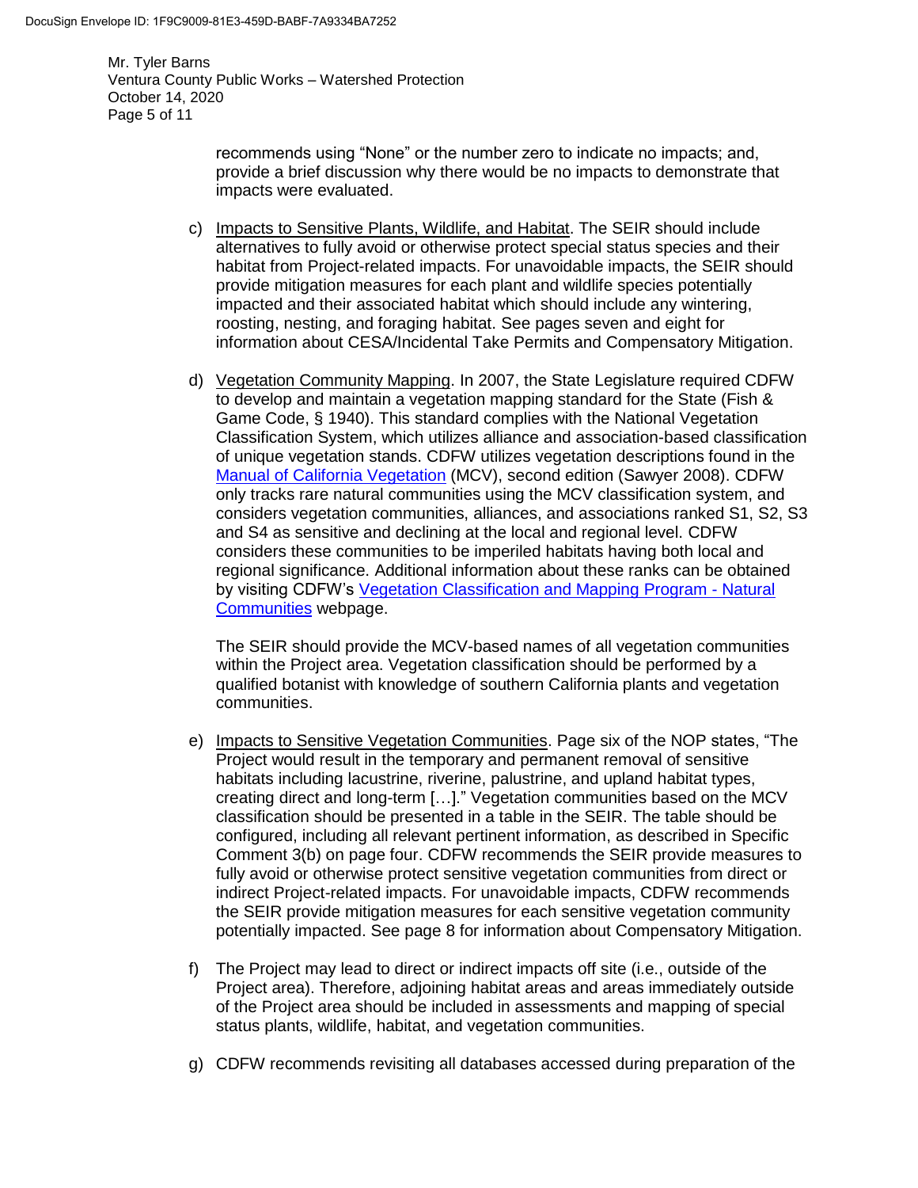recommends using "None" or the number zero to indicate no impacts; and, provide a brief discussion why there would be no impacts to demonstrate that impacts were evaluated.

c) Impacts to Sensitive Plants, Wildlife, and Habitat. The SEIR should include alternatives to fully avoid or otherwise protect special status species and their habitat from Project-related impacts. For unavoidable impacts, the SEIR should provide mitigation measures for each plant and wildlife species potentially impacted and their associated habitat which should include any wintering, roosting, nesting, and foraging habitat. See pages seven and eight for information about CESA/Incidental Take Permits and Compensatory Mitigation.

d) Vegetation Community Mapping. In 2007, the State Legislature required CDFW to develop and maintain a vegetation mapping standard for the State (Fish & Game Code, § 1940). This standard complies with the National Vegetation Classification System, which utilizes alliance and association-based classification of unique vegetation stands. CDFW utilizes vegetation descriptions found in the Manual of California Vegetation (MCV), second edition (Sawyer 2008). CDFW only tracks rare natural communities using the MCV classification system, and considers vegetation communities, alliances, and associations ranked S1, S2, S3 and S4 as sensitive and declining at the local and regional level. CDFW considers these communities to be imperiled habitats having both local and regional significance. Additional information about these ranks can be obtained by visiting CDFW's Vegetation Classification and Mapping Program - Natural Communities webpage.

   The SEIR should provide the MCV-based names of all vegetation communities within the Project area. Vegetation classification should be performed by a qualified botanist with knowledge of southern California plants and vegetation communities.

e) Impacts to Sensitive Vegetation Communities. Page six of the NOP states, "The Project would result in the temporary and permanent removal of sensitive habitats including lacustrine, riverine, palustrine, and upland habitat types, creating direct and long-term […]." Vegetation communities based on the MCV classification should be presented in a table in the SEIR. The table should be configured, including all relevant pertinent information, as described in Specific Comment 3(b) on page four. CDFW recommends the SEIR provide measures to fully avoid or otherwise protect sensitive vegetation communities from direct or indirect Project-related impacts. For unavoidable impacts, CDFW recommends the SEIR provide mitigation measures for each sensitive vegetation community potentially impacted. See page 8 for information about Compensatory Mitigation.

f) The Project may lead to direct or indirect impacts off site (i.e., outside of the Project area). Therefore, adjoining habitat areas and areas immediately outside of the Project area should be included in assessments and mapping of special status plants, wildlife, habitat, and vegetation communities.

g) CDFW recommends revisiting all databases accessed during preparation of the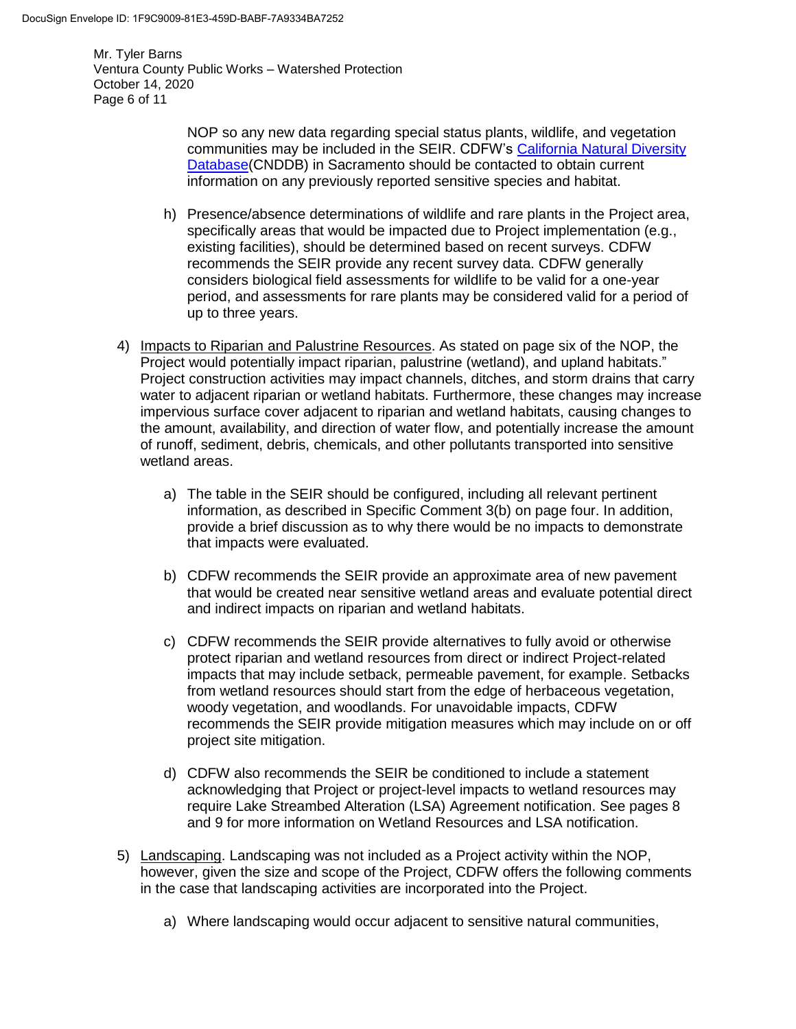NOP so any new data regarding special status plants, wildlife, and vegetation communities may be included in the SEIR. CDFW's [California Natural Diversity Database](CNDDB) in Sacramento should be contacted to obtain current information on any previously reported sensitive species and habitat.

h) Presence/absence determinations of wildlife and rare plants in the Project area, specifically areas that would be impacted due to Project implementation (e.g., existing facilities), should be determined based on recent surveys. CDFW recommends the SEIR provide any recent survey data. CDFW generally considers biological field assessments for wildlife to be valid for a one-year period, and assessments for rare plants may be considered valid for a period of up to three years.

4) Impacts to Riparian and Palustrine Resources. As stated on page six of the NOP, the Project would potentially impact riparian, palustrine (wetland), and upland habitats." Project construction activities may impact channels, ditches, and storm drains that carry water to adjacent riparian or wetland habitats. Furthermore, these changes may increase impervious surface cover adjacent to riparian and wetland habitats, causing changes to the amount, availability, and direction of water flow, and potentially increase the amount of runoff, sediment, debris, chemicals, and other pollutants transported into sensitive wetland areas.

   a) The table in the SEIR should be configured, including all relevant pertinent information, as described in Specific Comment 3(b) on page four. In addition, provide a brief discussion as to why there would be no impacts to demonstrate that impacts were evaluated.

   b) CDFW recommends the SEIR provide an approximate area of new pavement that would be created near sensitive wetland areas and evaluate potential direct and indirect impacts on riparian and wetland habitats.

   c) CDFW recommends the SEIR provide alternatives to fully avoid or otherwise protect riparian and wetland resources from direct or indirect Project-related impacts that may include setback, permeable pavement, for example. Setbacks from wetland resources should start from the edge of herbaceous vegetation, woody vegetation, and woodlands. For unavoidable impacts, CDFW recommends the SEIR provide mitigation measures which may include on or off project site mitigation.

   d) CDFW also recommends the SEIR be conditioned to include a statement acknowledging that Project or project-level impacts to wetland resources may require Lake Streambed Alteration (LSA) Agreement notification. See pages 8 and 9 for more information on Wetland Resources and LSA notification.

5) Landscaping. Landscaping was not included as a Project activity within the NOP, however, given the size and scope of the Project, CDFW offers the following comments in the case that landscaping activities are incorporated into the Project.

   a) Where landscaping would occur adjacent to sensitive natural communities,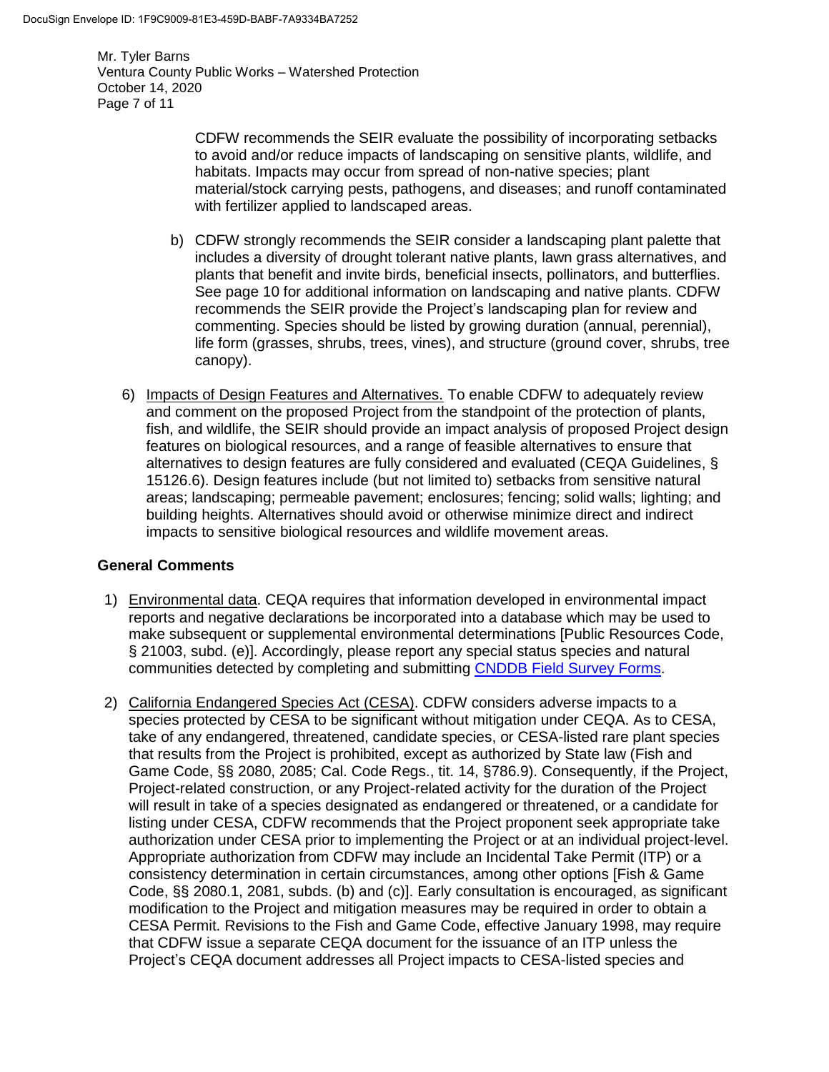CDFW recommends the SEIR evaluate the possibility of incorporating setbacks to avoid and/or reduce impacts of landscaping on sensitive plants, wildlife, and habitats. Impacts may occur from spread of non-native species; plant material/stock carrying pests, pathogens, and diseases; and runoff contaminated with fertilizer applied to landscaped areas.

b) CDFW strongly recommends the SEIR consider a landscaping plant palette that includes a diversity of drought tolerant native plants, lawn grass alternatives, and plants that benefit and invite birds, beneficial insects, pollinators, and butterflies. See page 10 for additional information on landscaping and native plants. CDFW recommends the SEIR provide the Project's landscaping plan for review and commenting. Species should be listed by growing duration (annual, perennial), life form (grasses, shrubs, trees, vines), and structure (ground cover, shrubs, tree canopy).

6) Impacts of Design Features and Alternatives. To enable CDFW to adequately review and comment on the proposed Project from the standpoint of the protection of plants, fish, and wildlife, the SEIR should provide an impact analysis of proposed Project design features on biological resources, and a range of feasible alternatives to ensure that alternatives to design features are fully considered and evaluated (CEQA Guidelines, § 15126.6). Design features include (but not limited to) setbacks from sensitive natural areas; landscaping; permeable pavement; enclosures; fencing; solid walls; lighting; and building heights. Alternatives should avoid or otherwise minimize direct and indirect impacts to sensitive biological resources and wildlife movement areas.

## General Comments

1) Environmental data. CEQA requires that information developed in environmental impact reports and negative declarations be incorporated into a database which may be used to make subsequent or supplemental environmental determinations [Public Resources Code, § 21003, subd. (e)]. Accordingly, please report any special status species and natural communities detected by completing and submitting CNDDB Field Survey Forms.

2) California Endangered Species Act (CESA). CDFW considers adverse impacts to a species protected by CESA to be significant without mitigation under CEQA. As to CESA, take of any endangered, threatened, candidate species, or CESA-listed rare plant species that results from the Project is prohibited, except as authorized by State law (Fish and Game Code, §§ 2080, 2085; Cal. Code Regs., tit. 14, §786.9). Consequently, if the Project, Project-related construction, or any Project-related activity for the duration of the Project will result in take of a species designated as endangered or threatened, or a candidate for listing under CESA, CDFW recommends that the Project proponent seek appropriate take authorization under CESA prior to implementing the Project or at an individual project-level. Appropriate authorization from CDFW may include an Incidental Take Permit (ITP) or a consistency determination in certain circumstances, among other options [Fish & Game Code, §§ 2080.1, 2081, subds. (b) and (c)]. Early consultation is encouraged, as significant modification to the Project and mitigation measures may be required in order to obtain a CESA Permit. Revisions to the Fish and Game Code, effective January 1998, may require that CDFW issue a separate CEQA document for the issuance of an ITP unless the Project's CEQA document addresses all Project impacts to CESA-listed species and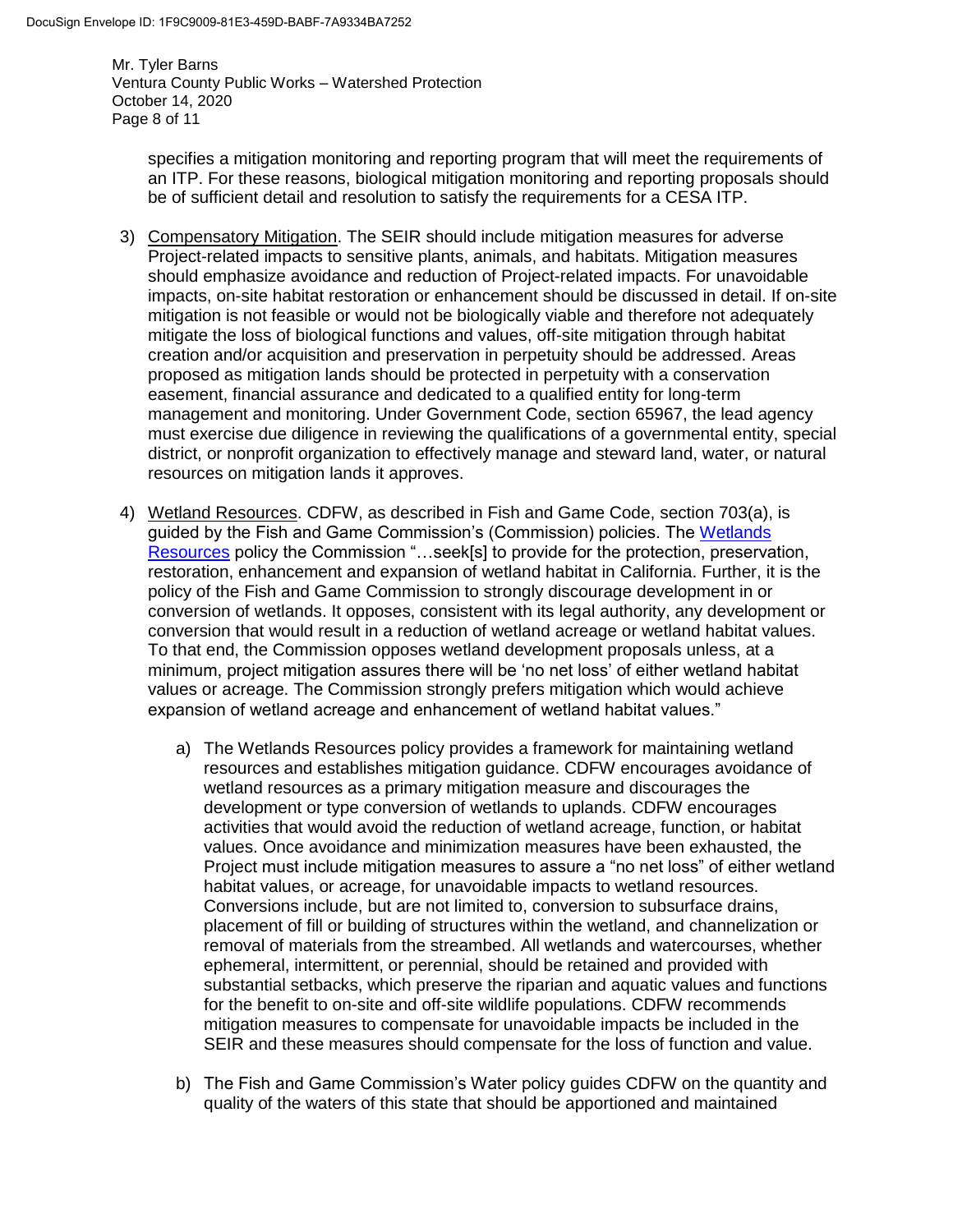specifies a mitigation monitoring and reporting program that will meet the requirements of an ITP. For these reasons, biological mitigation monitoring and reporting proposals should be of sufficient detail and resolution to satisfy the requirements for a CESA ITP.

3) Compensatory Mitigation. The SEIR should include mitigation measures for adverse Project-related impacts to sensitive plants, animals, and habitats. Mitigation measures should emphasize avoidance and reduction of Project-related impacts. For unavoidable impacts, on-site habitat restoration or enhancement should be discussed in detail. If on-site mitigation is not feasible or would not be biologically viable and therefore not adequately mitigate the loss of biological functions and values, off-site mitigation through habitat creation and/or acquisition and preservation in perpetuity should be addressed. Areas proposed as mitigation lands should be protected in perpetuity with a conservation easement, financial assurance and dedicated to a qualified entity for long-term management and monitoring. Under Government Code, section 65967, the lead agency must exercise due diligence in reviewing the qualifications of a governmental entity, special district, or nonprofit organization to effectively manage and steward land, water, or natural resources on mitigation lands it approves.

4) Wetland Resources. CDFW, as described in Fish and Game Code, section 703(a), is guided by the Fish and Game Commission's (Commission) policies. The Wetlands Resources policy the Commission "…seek[s] to provide for the protection, preservation, restoration, enhancement and expansion of wetland habitat in California. Further, it is the policy of the Fish and Game Commission to strongly discourage development in or conversion of wetlands. It opposes, consistent with its legal authority, any development or conversion that would result in a reduction of wetland acreage or wetland habitat values. To that end, the Commission opposes wetland development proposals unless, at a minimum, project mitigation assures there will be 'no net loss' of either wetland habitat values or acreage. The Commission strongly prefers mitigation which would achieve expansion of wetland acreage and enhancement of wetland habitat values."

   a) The Wetlands Resources policy provides a framework for maintaining wetland resources and establishes mitigation guidance. CDFW encourages avoidance of wetland resources as a primary mitigation measure and discourages the development or type conversion of wetlands to uplands. CDFW encourages activities that would avoid the reduction of wetland acreage, function, or habitat values. Once avoidance and minimization measures have been exhausted, the Project must include mitigation measures to assure a "no net loss" of either wetland habitat values, or acreage, for unavoidable impacts to wetland resources. Conversions include, but are not limited to, conversion to subsurface drains, placement of fill or building of structures within the wetland, and channelization or removal of materials from the streambed. All wetlands and watercourses, whether ephemeral, intermittent, or perennial, should be retained and provided with substantial setbacks, which preserve the riparian and aquatic values and functions for the benefit to on-site and off-site wildlife populations. CDFW recommends mitigation measures to compensate for unavoidable impacts be included in the SEIR and these measures should compensate for the loss of function and value.

   b) The Fish and Game Commission's Water policy guides CDFW on the quantity and quality of the waters of this state that should be apportioned and maintained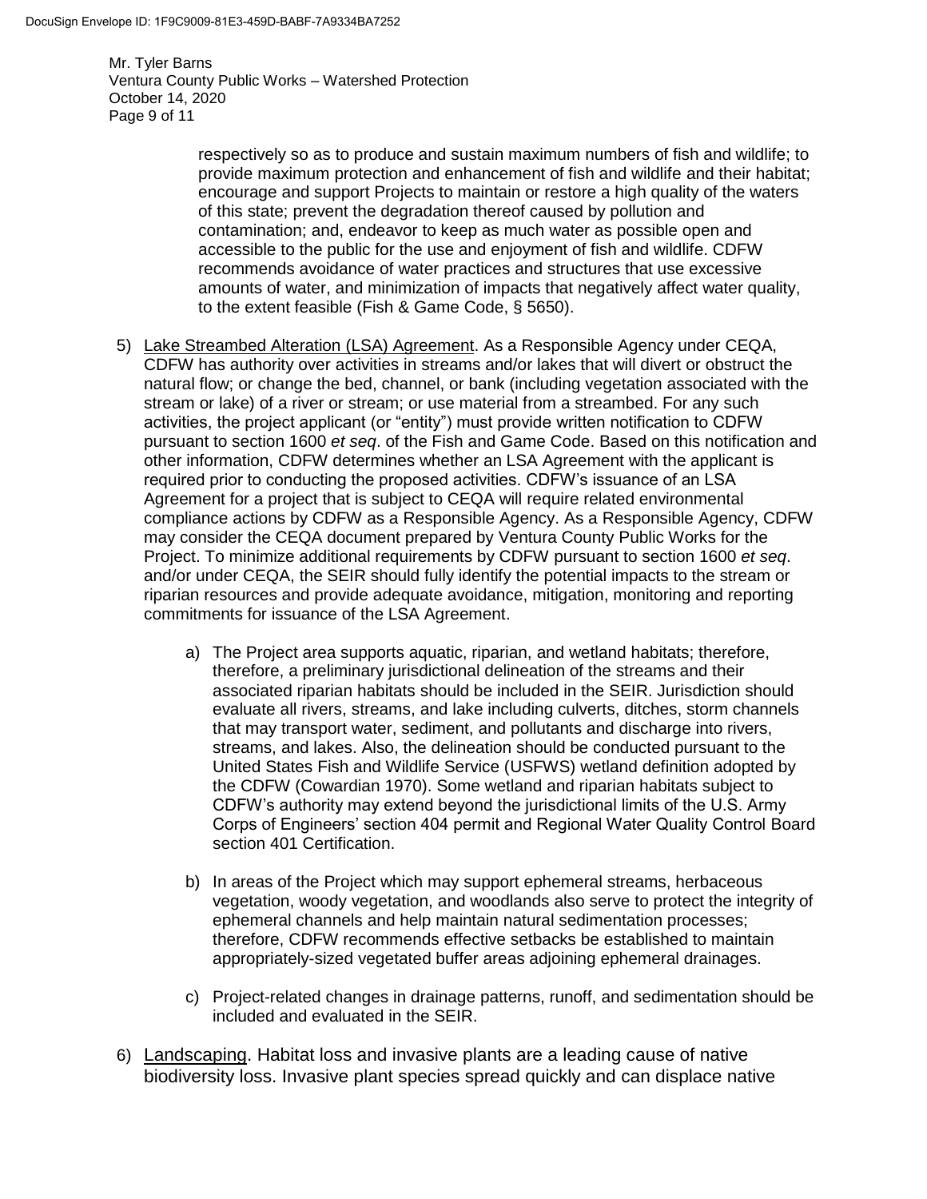respectively so as to produce and sustain maximum numbers of fish and wildlife; to provide maximum protection and enhancement of fish and wildlife and their habitat; encourage and support Projects to maintain or restore a high quality of the waters of this state; prevent the degradation thereof caused by pollution and contamination; and, endeavor to keep as much water as possible open and accessible to the public for the use and enjoyment of fish and wildlife. CDFW recommends avoidance of water practices and structures that use excessive amounts of water, and minimization of impacts that negatively affect water quality, to the extent feasible (Fish & Game Code, § 5650).

5) Lake Streambed Alteration (LSA) Agreement. As a Responsible Agency under CEQA, CDFW has authority over activities in streams and/or lakes that will divert or obstruct the natural flow; or change the bed, channel, or bank (including vegetation associated with the stream or lake) of a river or stream; or use material from a streambed. For any such activities, the project applicant (or "entity") must provide written notification to CDFW pursuant to section 1600 *et seq*. of the Fish and Game Code. Based on this notification and other information, CDFW determines whether an LSA Agreement with the applicant is required prior to conducting the proposed activities. CDFW's issuance of an LSA Agreement for a project that is subject to CEQA will require related environmental compliance actions by CDFW as a Responsible Agency. As a Responsible Agency, CDFW may consider the CEQA document prepared by Ventura County Public Works for the Project. To minimize additional requirements by CDFW pursuant to section 1600 *et seq*. and/or under CEQA, the SEIR should fully identify the potential impacts to the stream or riparian resources and provide adequate avoidance, mitigation, monitoring and reporting commitments for issuance of the LSA Agreement.

    a) The Project area supports aquatic, riparian, and wetland habitats; therefore, therefore, a preliminary jurisdictional delineation of the streams and their associated riparian habitats should be included in the SEIR. Jurisdiction should evaluate all rivers, streams, and lake including culverts, ditches, storm channels that may transport water, sediment, and pollutants and discharge into rivers, streams, and lakes. Also, the delineation should be conducted pursuant to the United States Fish and Wildlife Service (USFWS) wetland definition adopted by the CDFW (Cowardian 1970). Some wetland and riparian habitats subject to CDFW's authority may extend beyond the jurisdictional limits of the U.S. Army Corps of Engineers' section 404 permit and Regional Water Quality Control Board section 401 Certification.

    b) In areas of the Project which may support ephemeral streams, herbaceous vegetation, woody vegetation, and woodlands also serve to protect the integrity of ephemeral channels and help maintain natural sedimentation processes; therefore, CDFW recommends effective setbacks be established to maintain appropriately-sized vegetated buffer areas adjoining ephemeral drainages.

    c) Project-related changes in drainage patterns, runoff, and sedimentation should be included and evaluated in the SEIR.

6) Landscaping. Habitat loss and invasive plants are a leading cause of native biodiversity loss. Invasive plant species spread quickly and can displace native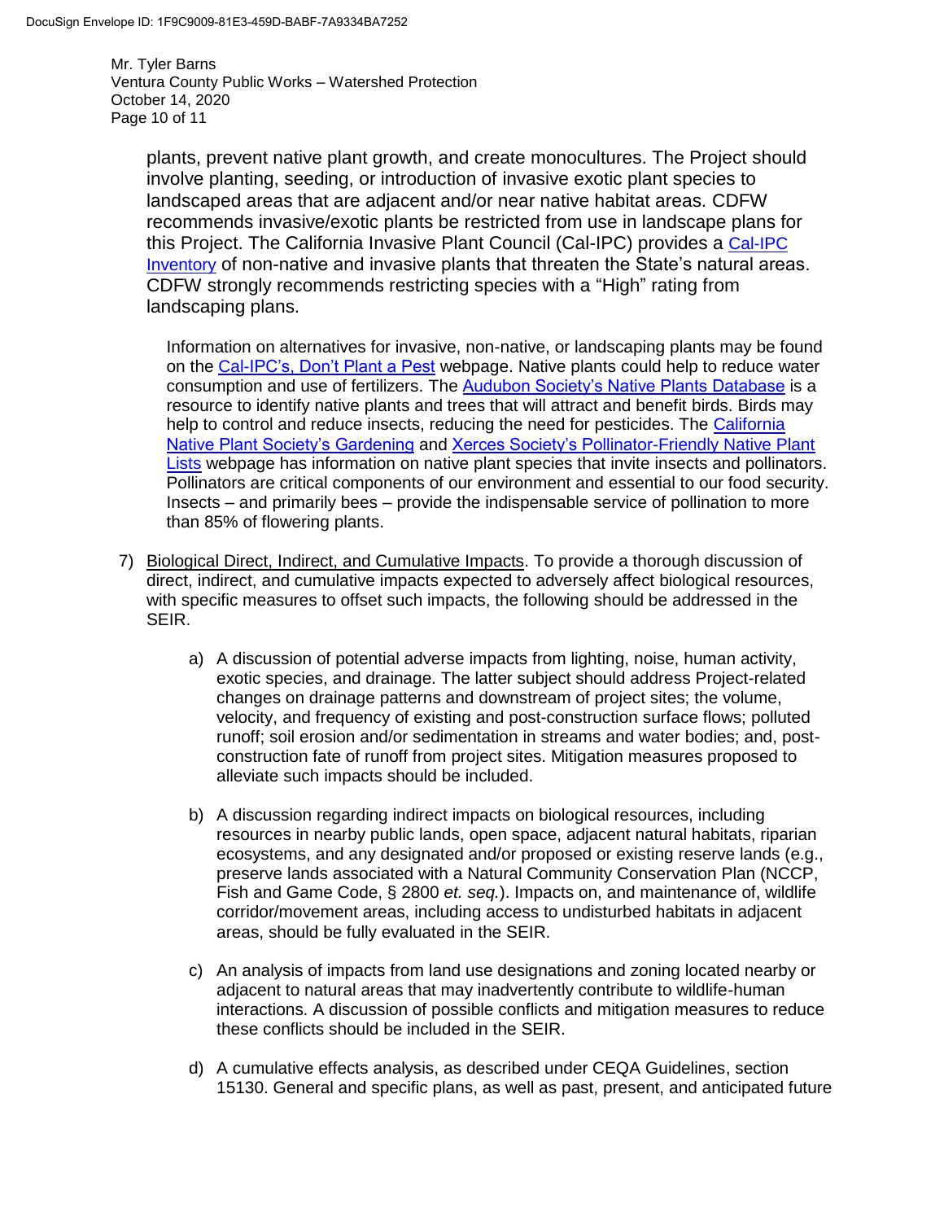plants, prevent native plant growth, and create monocultures. The Project should involve planting, seeding, or introduction of invasive exotic plant species to landscaped areas that are adjacent and/or near native habitat areas. CDFW recommends invasive/exotic plants be restricted from use in landscape plans for this Project. The California Invasive Plant Council (Cal-IPC) provides a Cal-IPC Inventory of non-native and invasive plants that threaten the State's natural areas. CDFW strongly recommends restricting species with a "High" rating from landscaping plans.

Information on alternatives for invasive, non-native, or landscaping plants may be found on the Cal-IPC's, Don't Plant a Pest webpage. Native plants could help to reduce water consumption and use of fertilizers. The Audubon Society's Native Plants Database is a resource to identify native plants and trees that will attract and benefit birds. Birds may help to control and reduce insects, reducing the need for pesticides. The California Native Plant Society's Gardening and Xerces Society's Pollinator-Friendly Native Plant Lists webpage has information on native plant species that invite insects and pollinators. Pollinators are critical components of our environment and essential to our food security. Insects – and primarily bees – provide the indispensable service of pollination to more than 85% of flowering plants.

7) Biological Direct, Indirect, and Cumulative Impacts. To provide a thorough discussion of direct, indirect, and cumulative impacts expected to adversely affect biological resources, with specific measures to offset such impacts, the following should be addressed in the SEIR.

   a) A discussion of potential adverse impacts from lighting, noise, human activity, exotic species, and drainage. The latter subject should address Project-related changes on drainage patterns and downstream of project sites; the volume, velocity, and frequency of existing and post-construction surface flows; polluted runoff; soil erosion and/or sedimentation in streams and water bodies; and, post-construction fate of runoff from project sites. Mitigation measures proposed to alleviate such impacts should be included.

   b) A discussion regarding indirect impacts on biological resources, including resources in nearby public lands, open space, adjacent natural habitats, riparian ecosystems, and any designated and/or proposed or existing reserve lands (e.g., preserve lands associated with a Natural Community Conservation Plan (NCCP, Fish and Game Code, § 2800 *et. seq.*). Impacts on, and maintenance of, wildlife corridor/movement areas, including access to undisturbed habitats in adjacent areas, should be fully evaluated in the SEIR.

   c) An analysis of impacts from land use designations and zoning located nearby or adjacent to natural areas that may inadvertently contribute to wildlife-human interactions. A discussion of possible conflicts and mitigation measures to reduce these conflicts should be included in the SEIR.

   d) A cumulative effects analysis, as described under CEQA Guidelines, section 15130. General and specific plans, as well as past, present, and anticipated future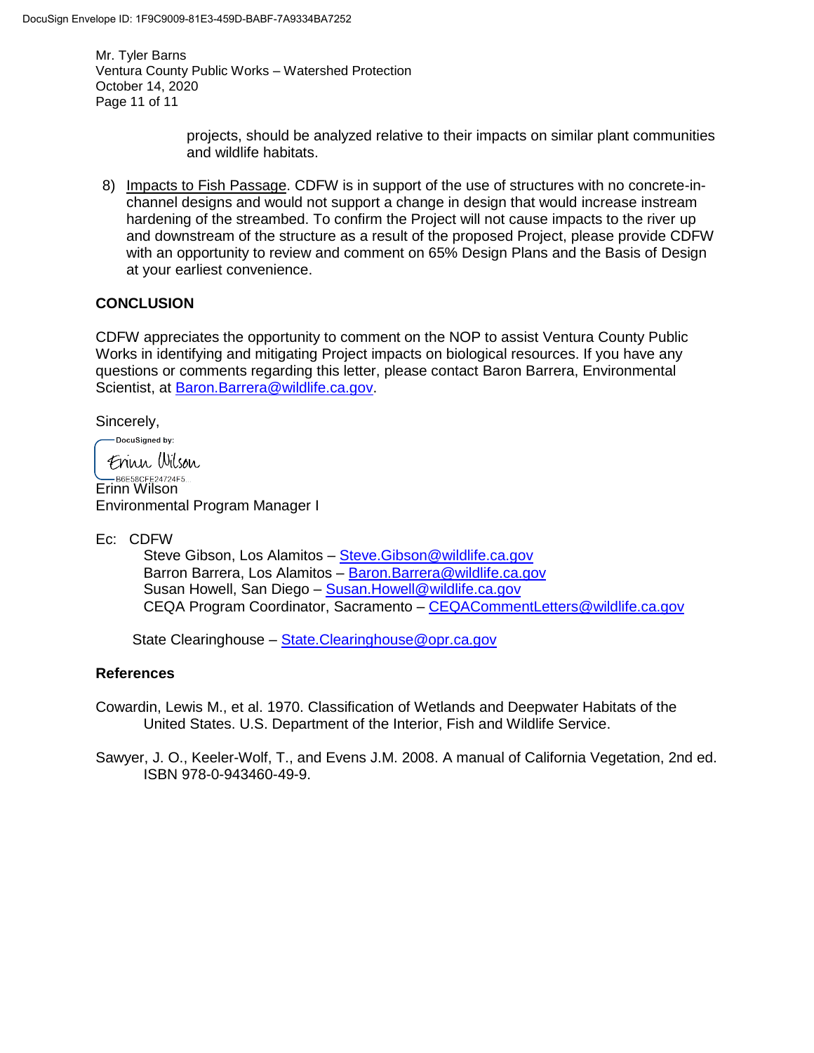projects, should be analyzed relative to their impacts on similar plant communities and wildlife habitats.

8) Impacts to Fish Passage. CDFW is in support of the use of structures with no concrete-in-channel designs and would not support a change in design that would increase instream hardening of the streambed. To confirm the Project will not cause impacts to the river up and downstream of the structure as a result of the proposed Project, please provide CDFW with an opportunity to review and comment on 65% Design Plans and the Basis of Design at your earliest convenience.

## CONCLUSION

CDFW appreciates the opportunity to comment on the NOP to assist Ventura County Public Works in identifying and mitigating Project impacts on biological resources. If you have any questions or comments regarding this letter, please contact Baron Barrera, Environmental Scientist, at Baron.Barrera@wildlife.ca.gov.

Sincerely,

DocuSigned by:
Erinn Wilson
B6E58CFE24724F5...

Erinn Wilson
Environmental Program Manager I

Ec: CDFW
Steve Gibson, Los Alamitos – Steve.Gibson@wildlife.ca.gov
Barron Barrera, Los Alamitos – Baron.Barrera@wildlife.ca.gov
Susan Howell, San Diego – Susan.Howell@wildlife.ca.gov
CEQA Program Coordinator, Sacramento – CEQACommentLetters@wildlife.ca.gov

State Clearinghouse – State.Clearinghouse@opr.ca.gov

## References

Cowardin, Lewis M., et al. 1970. Classification of Wetlands and Deepwater Habitats of the United States. U.S. Department of the Interior, Fish and Wildlife Service.

Sawyer, J. O., Keeler-Wolf, T., and Evens J.M. 2008. A manual of California Vegetation, 2nd ed. ISBN 978-0-943460-49-9.